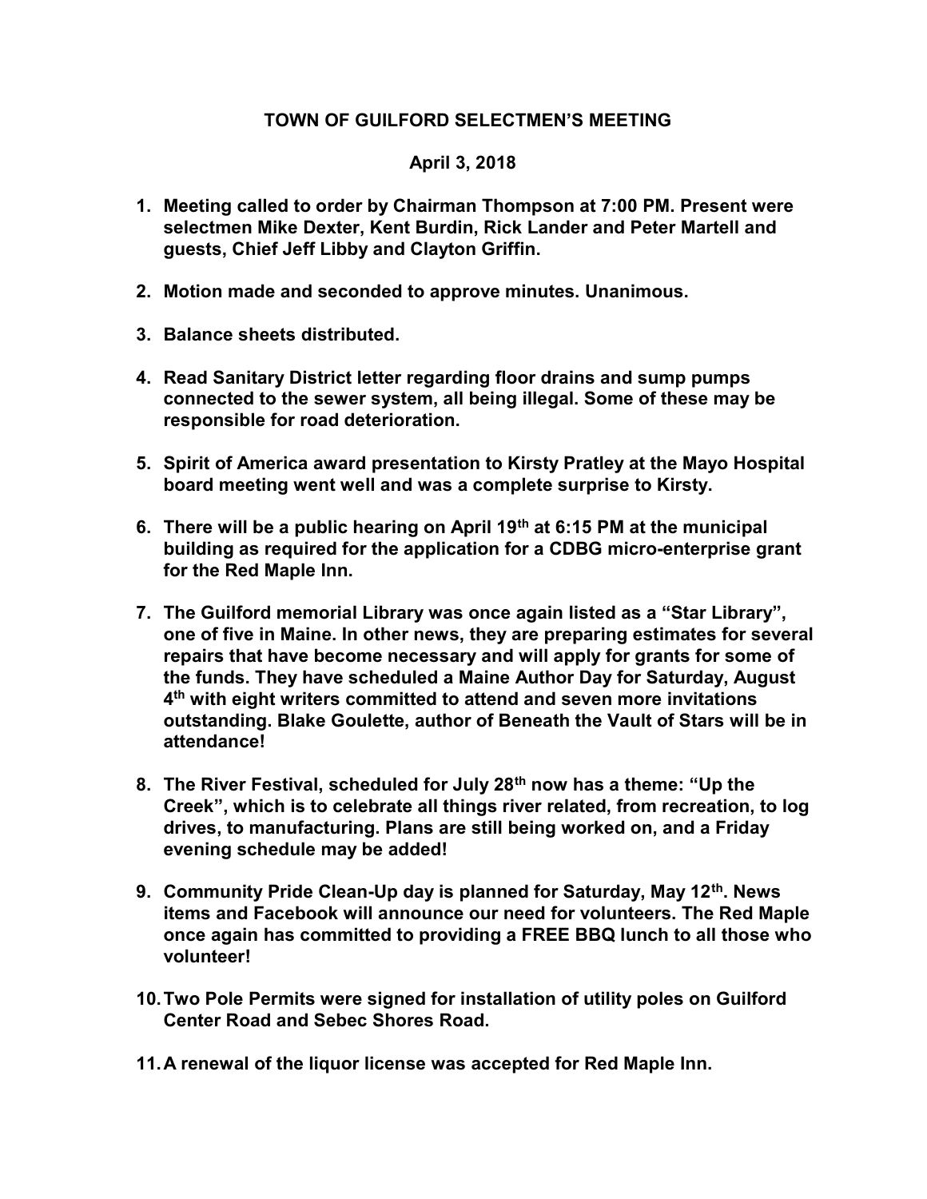# TOWN OF GUILFORD SELECTMEN'S MEETING

## April 3, 2018

1. **Meeting called to order by Chairman Thompson at 7:00 PM. Present were selectmen Mike Dexter, Kent Burdin, Rick Lander and Peter Martell and guests, Chief Jeff Libby and Clayton Griffin.**

2. **Motion made and seconded to approve minutes. Unanimous.**

3. **Balance sheets distributed.**

4. **Read Sanitary District letter regarding floor drains and sump pumps connected to the sewer system, all being illegal. Some of these may be responsible for road deterioration.**

5. **Spirit of America award presentation to Kirsty Pratley at the Mayo Hospital board meeting went well and was a complete surprise to Kirsty.**

6. **There will be a public hearing on April 19th at 6:15 PM at the municipal building as required for the application for a CDBG micro-enterprise grant for the Red Maple Inn.**

7. **The Guilford memorial Library was once again listed as a "Star Library", one of five in Maine. In other news, they are preparing estimates for several repairs that have become necessary and will apply for grants for some of the funds. They have scheduled a Maine Author Day for Saturday, August 4th with eight writers committed to attend and seven more invitations outstanding. Blake Goulette, author of Beneath the Vault of Stars will be in attendance!**

8. **The River Festival, scheduled for July 28th now has a theme: "Up the Creek", which is to celebrate all things river related, from recreation, to log drives, to manufacturing. Plans are still being worked on, and a Friday evening schedule may be added!**

9. **Community Pride Clean-Up day is planned for Saturday, May 12th. News items and Facebook will announce our need for volunteers. The Red Maple once again has committed to providing a FREE BBQ lunch to all those who volunteer!**

10. **Two Pole Permits were signed for installation of utility poles on Guilford Center Road and Sebec Shores Road.**

11. **A renewal of the liquor license was accepted for Red Maple Inn.**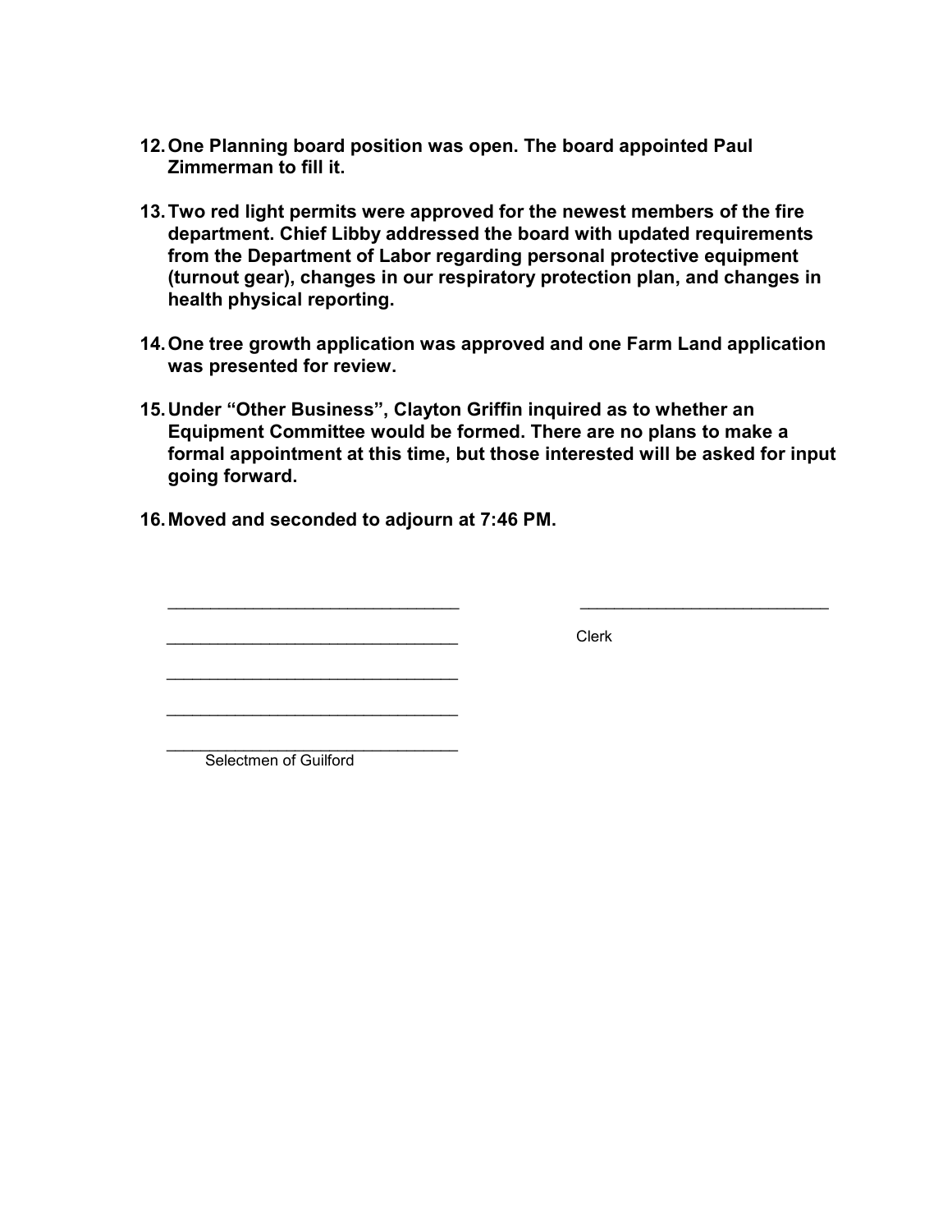12. **One Planning board position was open. The board appointed Paul Zimmerman to fill it.**

13. **Two red light permits were approved for the newest members of the fire department. Chief Libby addressed the board with updated requirements from the Department of Labor regarding personal protective equipment (turnout gear), changes in our respiratory protection plan, and changes in health physical reporting.**

14. **One tree growth application was approved and one Farm Land application was presented for review.**

15. **Under "Other Business", Clayton Griffin inquired as to whether an Equipment Committee would be formed. There are no plans to make a formal appointment at this time, but those interested will be asked for input going forward.**

16. **Moved and seconded to adjourn at 7:46 PM.**

\_\_\_\_\_\_\_\_\_\_\_\_\_\_\_\_\_\_\_\_\_\_\_\_\_\_\_\_\_\_\_\_ \_\_\_\_\_\_\_\_\_\_\_\_\_\_\_\_\_\_\_\_\_\_\_\_\_\_\_\_

\_\_\_\_\_\_\_\_\_\_\_\_\_\_\_\_\_\_\_\_\_\_\_\_\_\_\_\_\_\_\_\_ Clerk

\_\_\_\_\_\_\_\_\_\_\_\_\_\_\_\_\_\_\_\_\_\_\_\_\_\_\_\_\_\_\_\_

\_\_\_\_\_\_\_\_\_\_\_\_\_\_\_\_\_\_\_\_\_\_\_\_\_\_\_\_\_\_\_\_

\_\_\_\_\_\_\_\_\_\_\_\_\_\_\_\_\_\_\_\_\_\_\_\_\_\_\_\_\_\_\_\_

Selectmen of Guilford